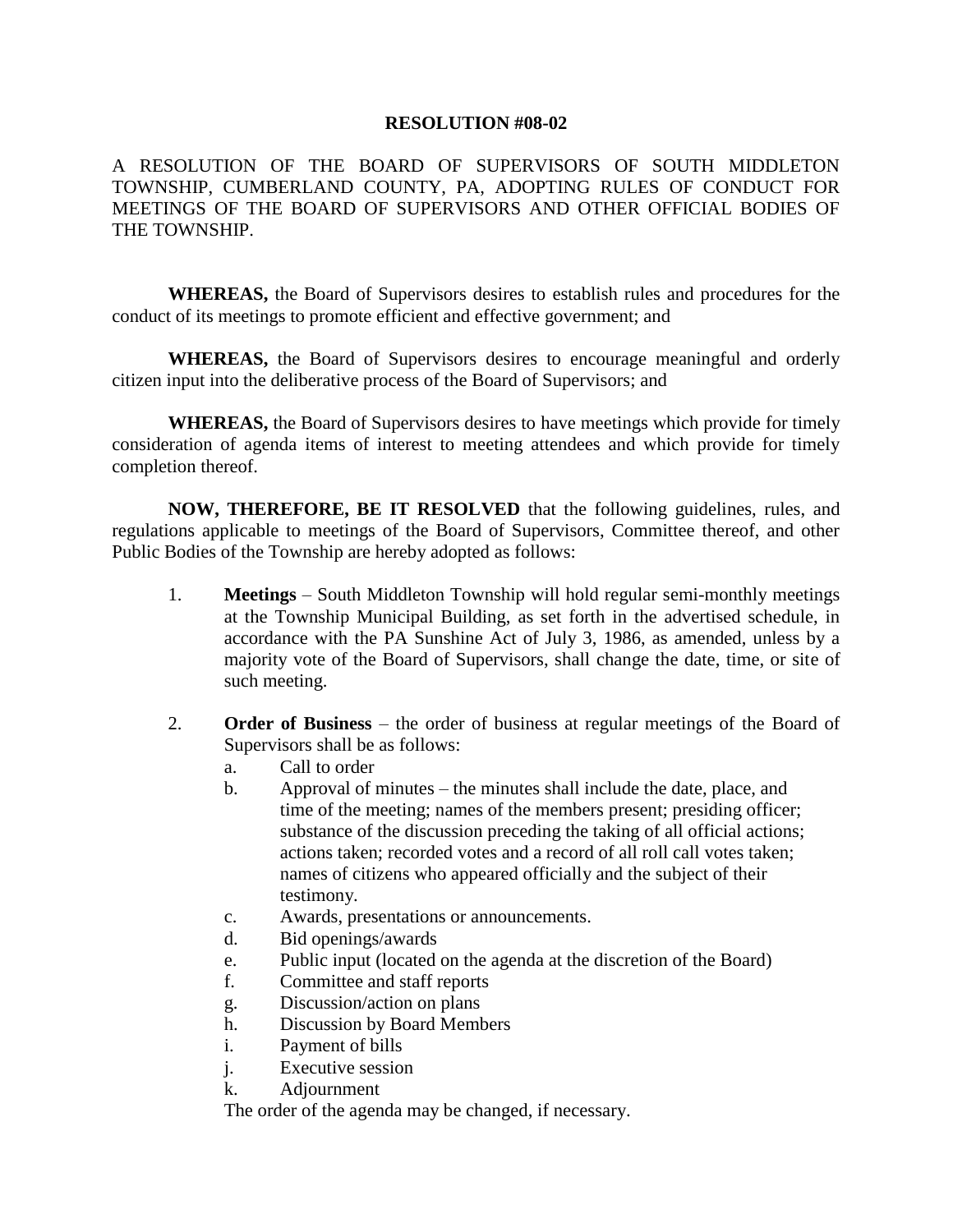# RESOLUTION #08-02

A RESOLUTION OF THE BOARD OF SUPERVISORS OF SOUTH MIDDLETON TOWNSHIP, CUMBERLAND COUNTY, PA, ADOPTING RULES OF CONDUCT FOR MEETINGS OF THE BOARD OF SUPERVISORS AND OTHER OFFICIAL BODIES OF THE TOWNSHIP.

**WHEREAS,** the Board of Supervisors desires to establish rules and procedures for the conduct of its meetings to promote efficient and effective government; and

**WHEREAS,** the Board of Supervisors desires to encourage meaningful and orderly citizen input into the deliberative process of the Board of Supervisors; and

**WHEREAS,** the Board of Supervisors desires to have meetings which provide for timely consideration of agenda items of interest to meeting attendees and which provide for timely completion thereof.

**NOW, THEREFORE, BE IT RESOLVED** that the following guidelines, rules, and regulations applicable to meetings of the Board of Supervisors, Committee thereof, and other Public Bodies of the Township are hereby adopted as follows:

1. **Meetings** – South Middleton Township will hold regular semi-monthly meetings at the Township Municipal Building, as set forth in the advertised schedule, in accordance with the PA Sunshine Act of July 3, 1986, as amended, unless by a majority vote of the Board of Supervisors, shall change the date, time, or site of such meeting.

2. **Order of Business** – the order of business at regular meetings of the Board of Supervisors shall be as follows:
   a. Call to order
   b. Approval of minutes – the minutes shall include the date, place, and time of the meeting; names of the members present; presiding officer; substance of the discussion preceding the taking of all official actions; actions taken; recorded votes and a record of all roll call votes taken; names of citizens who appeared officially and the subject of their testimony.
   c. Awards, presentations or announcements.
   d. Bid openings/awards
   e. Public input (located on the agenda at the discretion of the Board)
   f. Committee and staff reports
   g. Discussion/action on plans
   h. Discussion by Board Members
   i. Payment of bills
   j. Executive session
   k. Adjournment

   The order of the agenda may be changed, if necessary.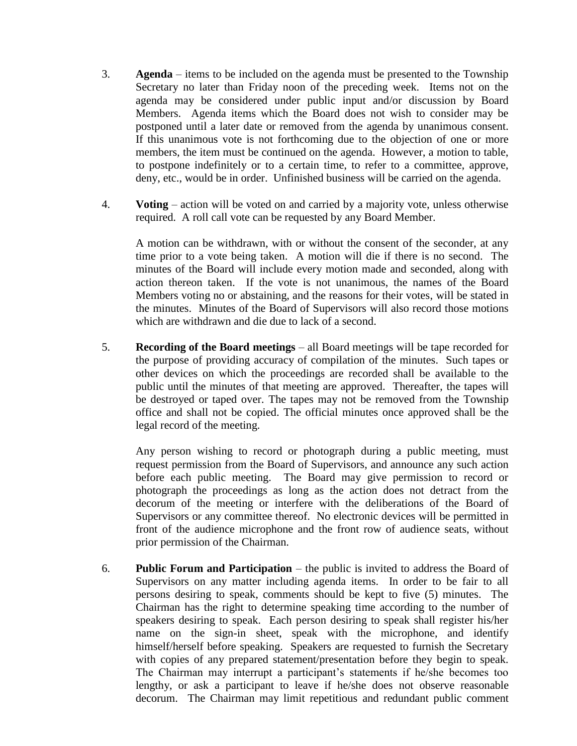3. **Agenda** – items to be included on the agenda must be presented to the Township Secretary no later than Friday noon of the preceding week. Items not on the agenda may be considered under public input and/or discussion by Board Members. Agenda items which the Board does not wish to consider may be postponed until a later date or removed from the agenda by unanimous consent. If this unanimous vote is not forthcoming due to the objection of one or more members, the item must be continued on the agenda. However, a motion to table, to postpone indefinitely or to a certain time, to refer to a committee, approve, deny, etc., would be in order. Unfinished business will be carried on the agenda.

4. **Voting** – action will be voted on and carried by a majority vote, unless otherwise required. A roll call vote can be requested by any Board Member.

   A motion can be withdrawn, with or without the consent of the seconder, at any time prior to a vote being taken. A motion will die if there is no second. The minutes of the Board will include every motion made and seconded, along with action thereon taken. If the vote is not unanimous, the names of the Board Members voting no or abstaining, and the reasons for their votes, will be stated in the minutes. Minutes of the Board of Supervisors will also record those motions which are withdrawn and die due to lack of a second.

5. **Recording of the Board meetings** – all Board meetings will be tape recorded for the purpose of providing accuracy of compilation of the minutes. Such tapes or other devices on which the proceedings are recorded shall be available to the public until the minutes of that meeting are approved. Thereafter, the tapes will be destroyed or taped over. The tapes may not be removed from the Township office and shall not be copied. The official minutes once approved shall be the legal record of the meeting.

   Any person wishing to record or photograph during a public meeting, must request permission from the Board of Supervisors, and announce any such action before each public meeting. The Board may give permission to record or photograph the proceedings as long as the action does not detract from the decorum of the meeting or interfere with the deliberations of the Board of Supervisors or any committee thereof. No electronic devices will be permitted in front of the audience microphone and the front row of audience seats, without prior permission of the Chairman.

6. **Public Forum and Participation** – the public is invited to address the Board of Supervisors on any matter including agenda items. In order to be fair to all persons desiring to speak, comments should be kept to five (5) minutes. The Chairman has the right to determine speaking time according to the number of speakers desiring to speak. Each person desiring to speak shall register his/her name on the sign-in sheet, speak with the microphone, and identify himself/herself before speaking. Speakers are requested to furnish the Secretary with copies of any prepared statement/presentation before they begin to speak. The Chairman may interrupt a participant's statements if he/she becomes too lengthy, or ask a participant to leave if he/she does not observe reasonable decorum. The Chairman may limit repetitious and redundant public comment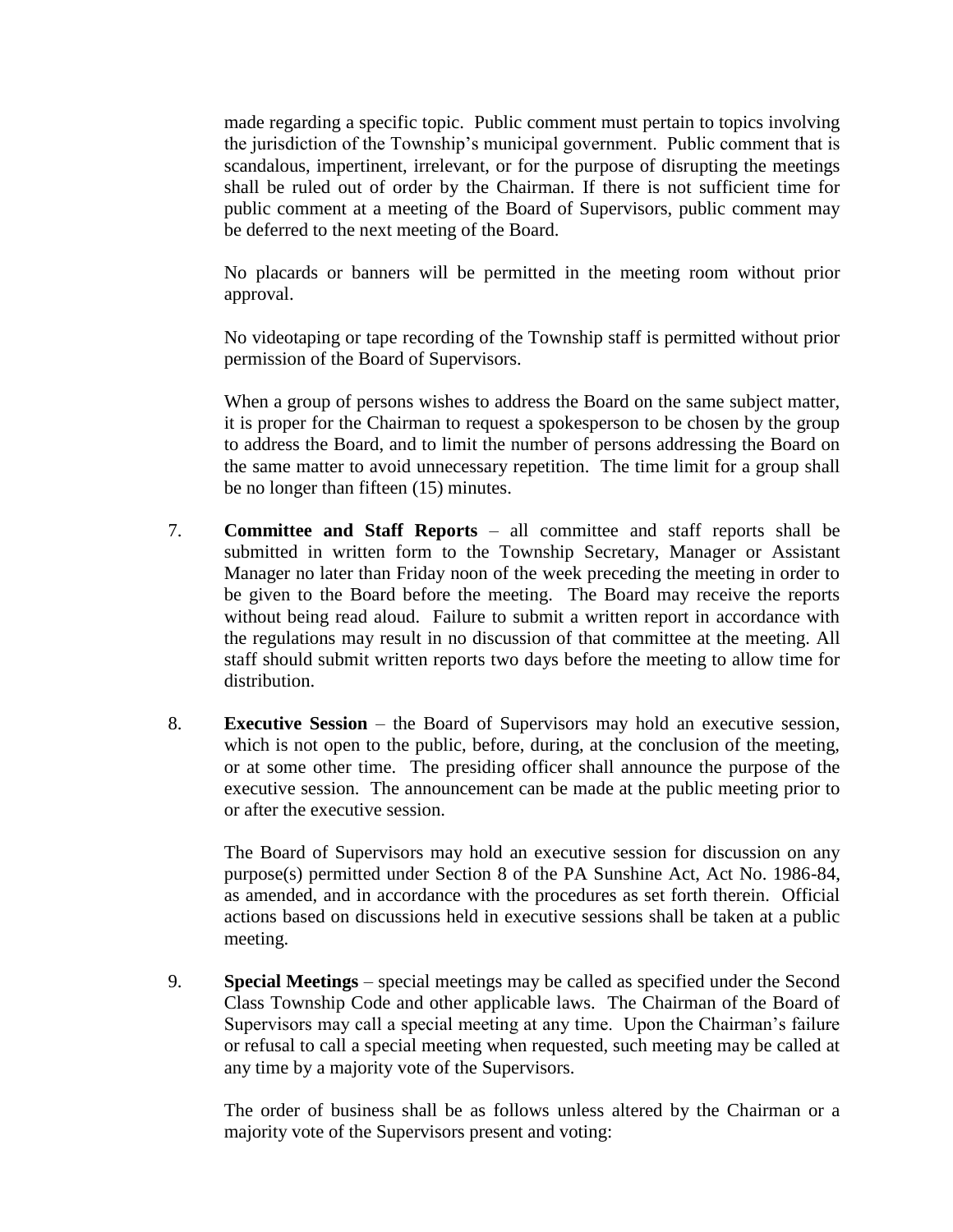made regarding a specific topic. Public comment must pertain to topics involving the jurisdiction of the Township's municipal government. Public comment that is scandalous, impertinent, irrelevant, or for the purpose of disrupting the meetings shall be ruled out of order by the Chairman. If there is not sufficient time for public comment at a meeting of the Board of Supervisors, public comment may be deferred to the next meeting of the Board.

No placards or banners will be permitted in the meeting room without prior approval.

No videotaping or tape recording of the Township staff is permitted without prior permission of the Board of Supervisors.

When a group of persons wishes to address the Board on the same subject matter, it is proper for the Chairman to request a spokesperson to be chosen by the group to address the Board, and to limit the number of persons addressing the Board on the same matter to avoid unnecessary repetition. The time limit for a group shall be no longer than fifteen (15) minutes.

7. **Committee and Staff Reports** – all committee and staff reports shall be submitted in written form to the Township Secretary, Manager or Assistant Manager no later than Friday noon of the week preceding the meeting in order to be given to the Board before the meeting. The Board may receive the reports without being read aloud. Failure to submit a written report in accordance with the regulations may result in no discussion of that committee at the meeting. All staff should submit written reports two days before the meeting to allow time for distribution.

8. **Executive Session** – the Board of Supervisors may hold an executive session, which is not open to the public, before, during, at the conclusion of the meeting, or at some other time. The presiding officer shall announce the purpose of the executive session. The announcement can be made at the public meeting prior to or after the executive session.

   The Board of Supervisors may hold an executive session for discussion on any purpose(s) permitted under Section 8 of the PA Sunshine Act, Act No. 1986-84, as amended, and in accordance with the procedures as set forth therein. Official actions based on discussions held in executive sessions shall be taken at a public meeting.

9. **Special Meetings** – special meetings may be called as specified under the Second Class Township Code and other applicable laws. The Chairman of the Board of Supervisors may call a special meeting at any time. Upon the Chairman's failure or refusal to call a special meeting when requested, such meeting may be called at any time by a majority vote of the Supervisors.

   The order of business shall be as follows unless altered by the Chairman or a majority vote of the Supervisors present and voting: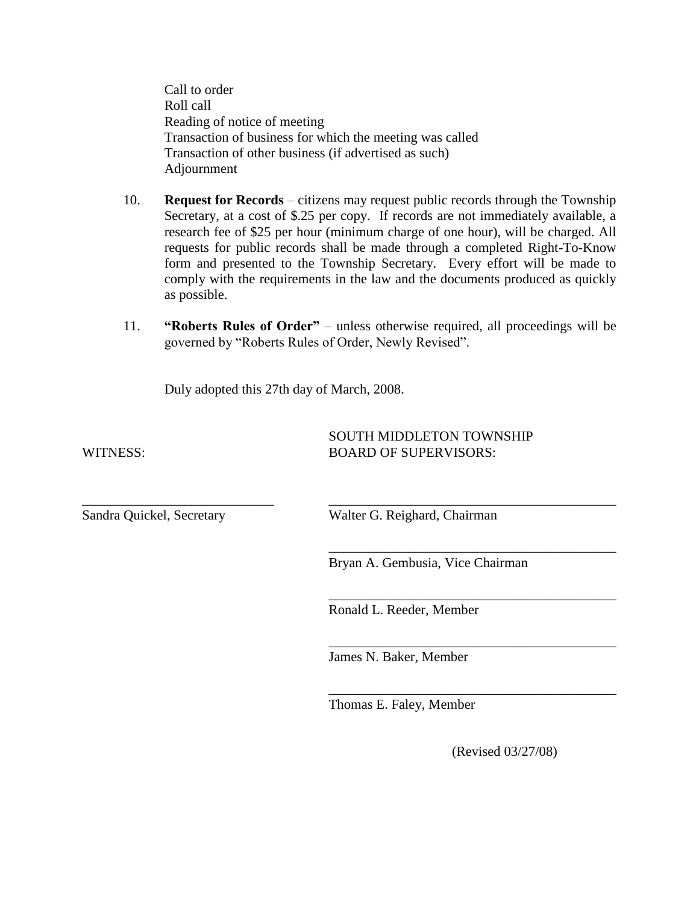Call to order
Roll call
Reading of notice of meeting
Transaction of business for which the meeting was called
Transaction of other business (if advertised as such)
Adjournment

10. **Request for Records** – citizens may request public records through the Township Secretary, at a cost of $.25 per copy. If records are not immediately available, a research fee of $25 per hour (minimum charge of one hour), will be charged. All requests for public records shall be made through a completed Right-To-Know form and presented to the Township Secretary. Every effort will be made to comply with the requirements in the law and the documents produced as quickly as possible.

11. **"Roberts Rules of Order"** – unless otherwise required, all proceedings will be governed by "Roberts Rules of Order, Newly Revised".

Duly adopted this 27th day of March, 2008.

WITNESS:

SOUTH MIDDLETON TOWNSHIP
BOARD OF SUPERVISORS:

____________________________
Sandra Quickel, Secretary

____________________________
Walter G. Reighard, Chairman

____________________________
Bryan A. Gembusia, Vice Chairman

____________________________
Ronald L. Reeder, Member

____________________________
James N. Baker, Member

____________________________
Thomas E. Faley, Member

(Revised 03/27/08)